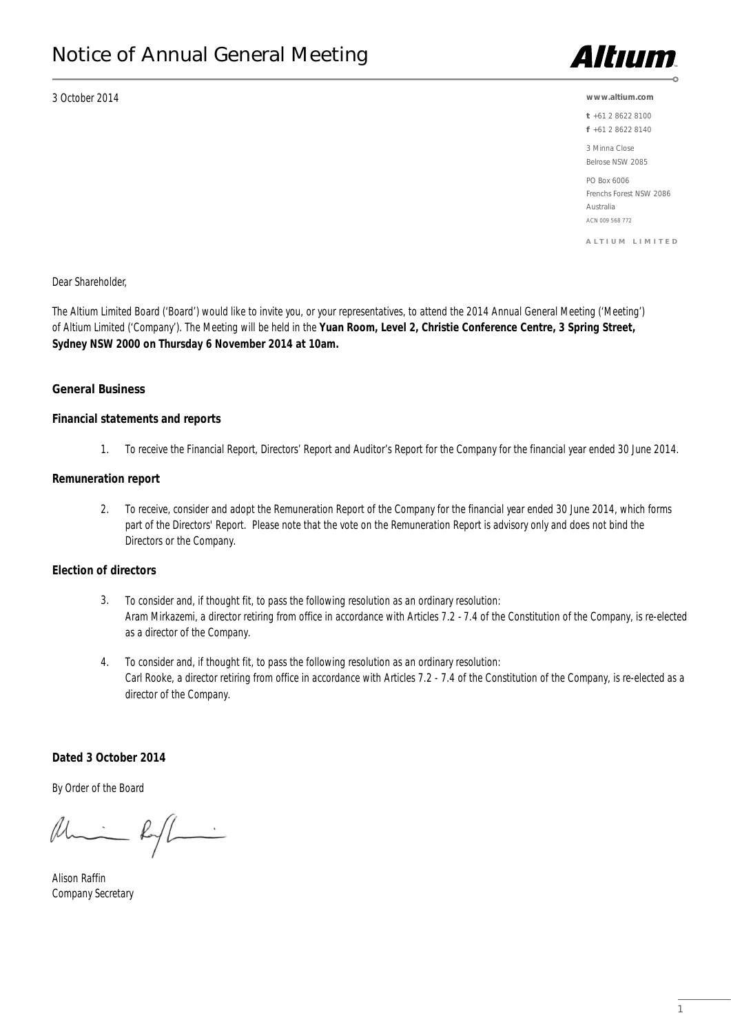# Notice of Annual General Meeting

3 October 2014

**www.altium.com**

**t** +61 2 8622 8100
**f** +61 2 8622 8140

3 Minna Close
Belrose NSW 2085

PO Box 6006
Frenchs Forest NSW 2086
Australia
ACN 009 568 772

**ALTIUM LIMITED**

Dear Shareholder,

The Altium Limited Board ('Board') would like to invite you, or your representatives, to attend the 2014 Annual General Meeting ('Meeting') of Altium Limited ('Company'). The Meeting will be held in the **Yuan Room, Level 2, Christie Conference Centre, 3 Spring Street, Sydney NSW 2000 on Thursday 6 November 2014 at 10am.**

## General Business

### Financial statements and reports

1. To receive the Financial Report, Directors' Report and Auditor's Report for the Company for the financial year ended 30 June 2014.

### Remuneration report

2. To receive, consider and adopt the Remuneration Report of the Company for the financial year ended 30 June 2014, which forms part of the Directors' Report. Please note that the vote on the Remuneration Report is advisory only and does not bind the Directors or the Company.

### Election of directors

3. To consider and, if thought fit, to pass the following resolution as an ordinary resolution:
   Aram Mirkazemi, a director retiring from office in accordance with Articles 7.2 - 7.4 of the Constitution of the Company, is re-elected as a director of the Company.

4. To consider and, if thought fit, to pass the following resolution as an ordinary resolution:
   Carl Rooke, a director retiring from office in accordance with Articles 7.2 - 7.4 of the Constitution of the Company, is re-elected as a director of the Company.

**Dated 3 October 2014**

By Order of the Board

Alison Raffin
Company Secretary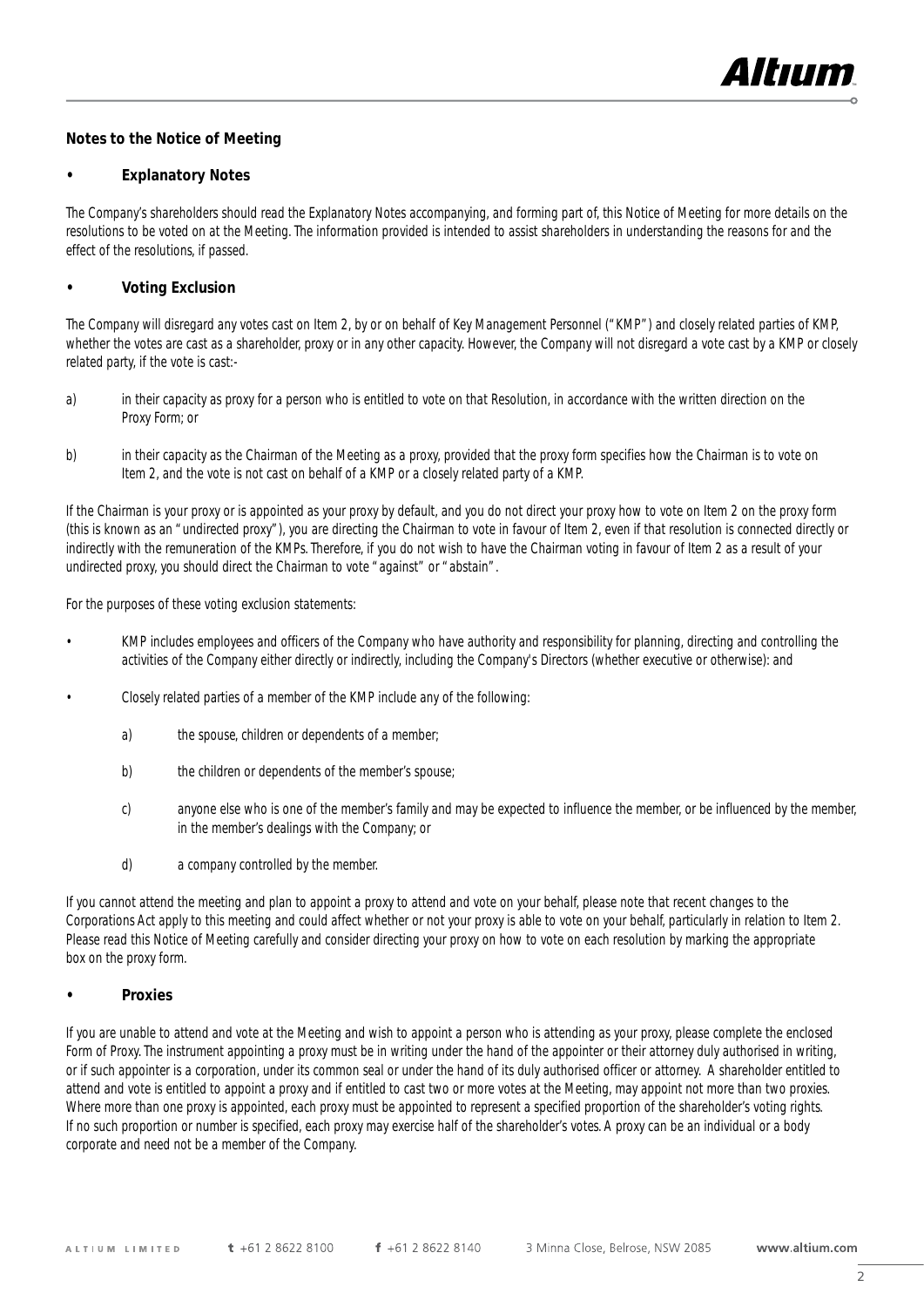## Notes to the Notice of Meeting

### • Explanatory Notes

The Company's shareholders should read the Explanatory Notes accompanying, and forming part of, this Notice of Meeting for more details on the resolutions to be voted on at the Meeting. The information provided is intended to assist shareholders in understanding the reasons for and the effect of the resolutions, if passed.

### • Voting Exclusion

The Company will disregard any votes cast on Item 2, by or on behalf of Key Management Personnel ("KMP") and closely related parties of KMP, whether the votes are cast as a shareholder, proxy or in any other capacity. However, the Company will not disregard a vote cast by a KMP or closely related party, if the vote is cast:-

a) in their capacity as proxy for a person who is entitled to vote on that Resolution, in accordance with the written direction on the Proxy Form; or

b) in their capacity as the Chairman of the Meeting as a proxy, provided that the proxy form specifies how the Chairman is to vote on Item 2, and the vote is not cast on behalf of a KMP or a closely related party of a KMP.

If the Chairman is your proxy or is appointed as your proxy by default, and you do not direct your proxy how to vote on Item 2 on the proxy form (this is known as an "undirected proxy"), you are directing the Chairman to vote in favour of Item 2, even if that resolution is connected directly or indirectly with the remuneration of the KMPs. Therefore, if you do not wish to have the Chairman voting in favour of Item 2 as a result of your undirected proxy, you should direct the Chairman to vote "against" or "abstain".

For the purposes of these voting exclusion statements:

- KMP includes employees and officers of the Company who have authority and responsibility for planning, directing and controlling the activities of the Company either directly or indirectly, including the Company's Directors (whether executive or otherwise): and
- Closely related parties of a member of the KMP include any of the following:
  - a) the spouse, children or dependents of a member;
  - b) the children or dependents of the member's spouse;
  - c) anyone else who is one of the member's family and may be expected to influence the member, or be influenced by the member, in the member's dealings with the Company; or
  - d) a company controlled by the member.

If you cannot attend the meeting and plan to appoint a proxy to attend and vote on your behalf, please note that recent changes to the Corporations Act apply to this meeting and could affect whether or not your proxy is able to vote on your behalf, particularly in relation to Item 2. Please read this Notice of Meeting carefully and consider directing your proxy on how to vote on each resolution by marking the appropriate box on the proxy form.

### • Proxies

If you are unable to attend and vote at the Meeting and wish to appoint a person who is attending as your proxy, please complete the enclosed Form of Proxy. The instrument appointing a proxy must be in writing under the hand of the appointer or their attorney duly authorised in writing, or if such appointer is a corporation, under its common seal or under the hand of its duly authorised officer or attorney. A shareholder entitled to attend and vote is entitled to appoint a proxy and if entitled to cast two or more votes at the Meeting, may appoint not more than two proxies. Where more than one proxy is appointed, each proxy must be appointed to represent a specified proportion of the shareholder's voting rights. If no such proportion or number is specified, each proxy may exercise half of the shareholder's votes. A proxy can be an individual or a body corporate and need not be a member of the Company.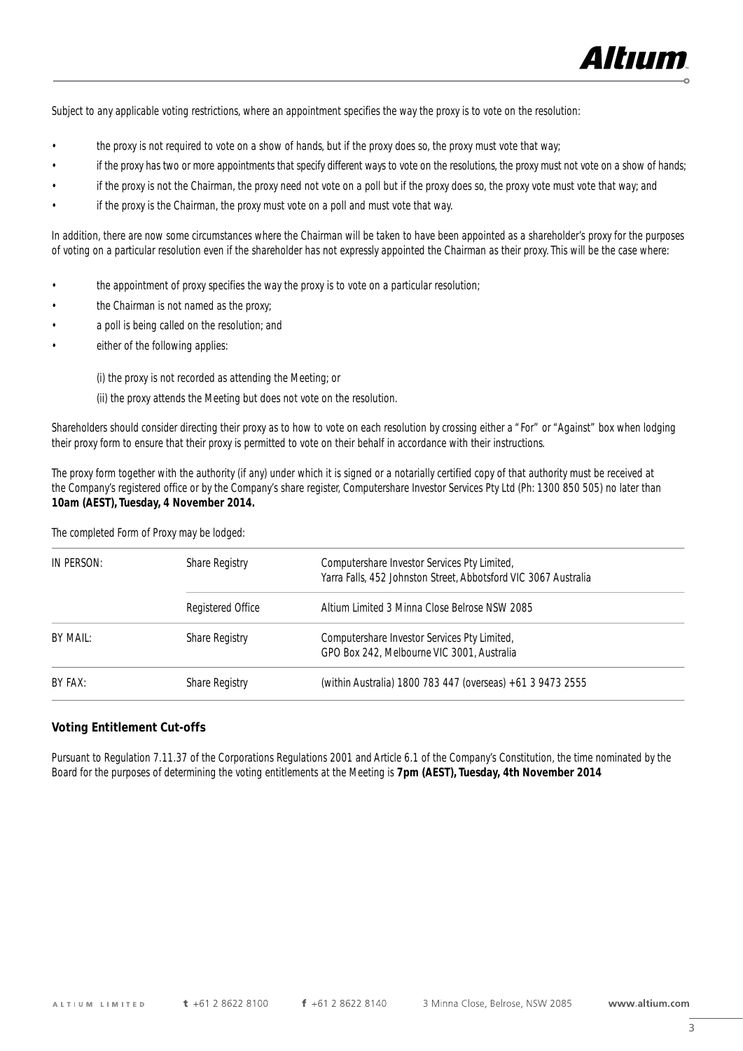Subject to any applicable voting restrictions, where an appointment specifies the way the proxy is to vote on the resolution:

- the proxy is not required to vote on a show of hands, but if the proxy does so, the proxy must vote that way;
- if the proxy has two or more appointments that specify different ways to vote on the resolutions, the proxy must not vote on a show of hands;
- if the proxy is not the Chairman, the proxy need not vote on a poll but if the proxy does so, the proxy vote must vote that way; and
- if the proxy is the Chairman, the proxy must vote on a poll and must vote that way.

In addition, there are now some circumstances where the Chairman will be taken to have been appointed as a shareholder's proxy for the purposes of voting on a particular resolution even if the shareholder has not expressly appointed the Chairman as their proxy. This will be the case where:

- the appointment of proxy specifies the way the proxy is to vote on a particular resolution;
- the Chairman is not named as the proxy;
- a poll is being called on the resolution; and
- either of the following applies:

  (i) the proxy is not recorded as attending the Meeting; or

  (ii) the proxy attends the Meeting but does not vote on the resolution.

Shareholders should consider directing their proxy as to how to vote on each resolution by crossing either a "For" or "Against" box when lodging their proxy form to ensure that their proxy is permitted to vote on their behalf in accordance with their instructions.

The proxy form together with the authority (if any) under which it is signed or a notarially certified copy of that authority must be received at the Company's registered office or by the Company's share register, Computershare Investor Services Pty Ltd (Ph: 1300 850 505) no later than **10am (AEST), Tuesday, 4 November 2014.**

The completed Form of Proxy may be lodged:

| | | |
|---|---|---|
| IN PERSON: | Share Registry | Computershare Investor Services Pty Limited, Yarra Falls, 452 Johnston Street, Abbotsford VIC 3067 Australia |
| | Registered Office | Altium Limited 3 Minna Close Belrose NSW 2085 |
| BY MAIL: | Share Registry | Computershare Investor Services Pty Limited, GPO Box 242, Melbourne VIC 3001, Australia |
| BY FAX: | Share Registry | (within Australia) 1800 783 447 (overseas) +61 3 9473 2555 |

**Voting Entitlement Cut-offs**

Pursuant to Regulation 7.11.37 of the Corporations Regulations 2001 and Article 6.1 of the Company's Constitution, the time nominated by the Board for the purposes of determining the voting entitlements at the Meeting is **7pm (AEST), Tuesday, 4th November 2014**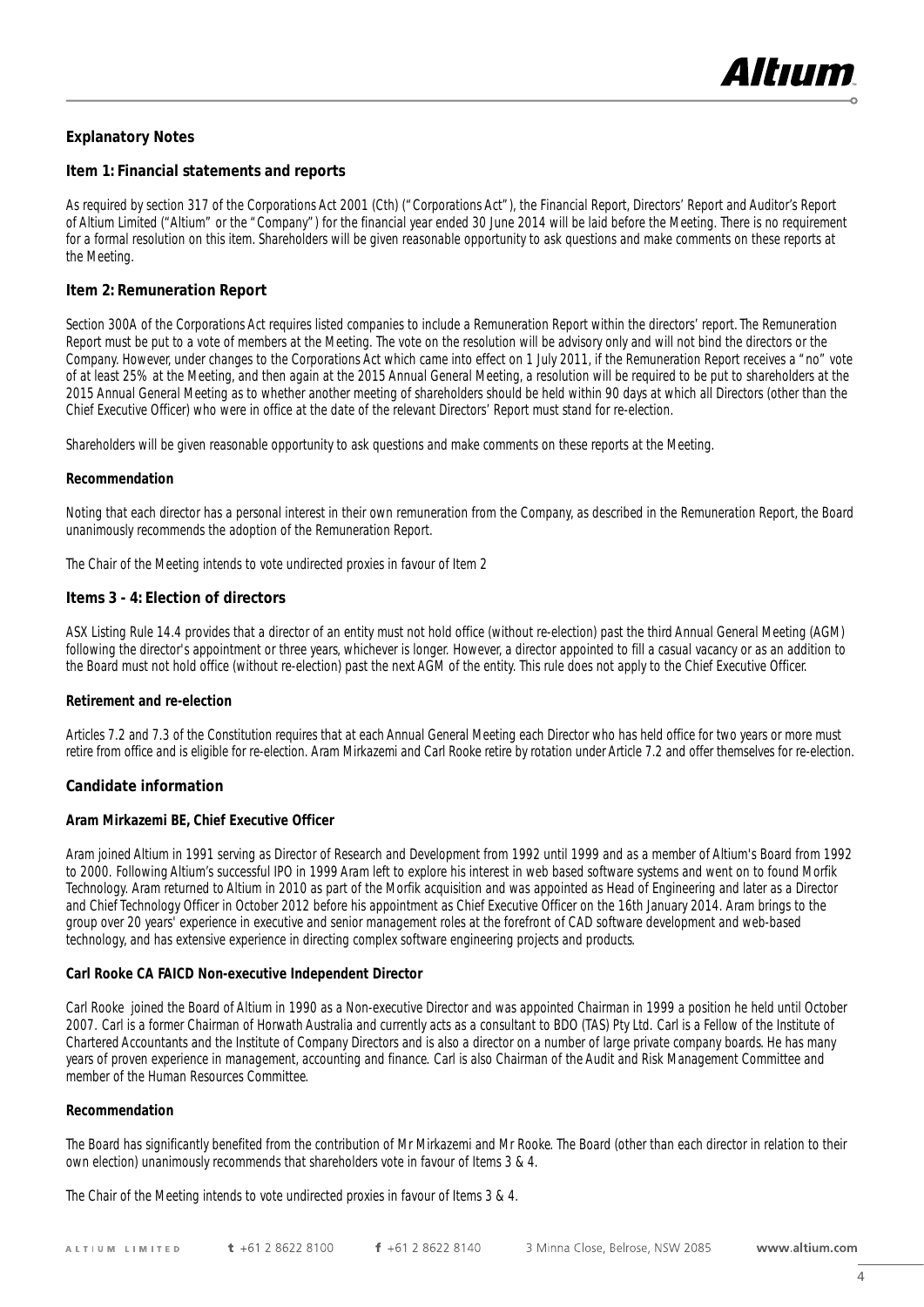## Explanatory Notes

### Item 1: Financial statements and reports

As required by section 317 of the Corporations Act 2001 (Cth) ("Corporations Act"), the Financial Report, Directors' Report and Auditor's Report of Altium Limited ("Altium" or the "Company") for the financial year ended 30 June 2014 will be laid before the Meeting. There is no requirement for a formal resolution on this item. Shareholders will be given reasonable opportunity to ask questions and make comments on these reports at the Meeting.

### Item 2: Remuneration Report

Section 300A of the Corporations Act requires listed companies to include a Remuneration Report within the directors' report. The Remuneration Report must be put to a vote of members at the Meeting. The vote on the resolution will be advisory only and will not bind the directors or the Company. However, under changes to the Corporations Act which came into effect on 1 July 2011, if the Remuneration Report receives a "no" vote of at least 25% at the Meeting, and then again at the 2015 Annual General Meeting, a resolution will be required to be put to shareholders at the 2015 Annual General Meeting as to whether another meeting of shareholders should be held within 90 days at which all Directors (other than the Chief Executive Officer) who were in office at the date of the relevant Directors' Report must stand for re-election.

Shareholders will be given reasonable opportunity to ask questions and make comments on these reports at the Meeting.

**Recommendation**

Noting that each director has a personal interest in their own remuneration from the Company, as described in the Remuneration Report, the Board unanimously recommends the adoption of the Remuneration Report.

The Chair of the Meeting intends to vote undirected proxies in favour of Item 2

### Items 3 - 4: Election of directors

ASX Listing Rule 14.4 provides that a director of an entity must not hold office (without re-election) past the third Annual General Meeting (AGM) following the director's appointment or three years, whichever is longer. However, a director appointed to fill a casual vacancy or as an addition to the Board must not hold office (without re-election) past the next AGM of the entity. This rule does not apply to the Chief Executive Officer.

**Retirement and re-election**

Articles 7.2 and 7.3 of the Constitution requires that at each Annual General Meeting each Director who has held office for two years or more must retire from office and is eligible for re-election. Aram Mirkazemi and Carl Rooke retire by rotation under Article 7.2 and offer themselves for re-election.

### Candidate information

**Aram Mirkazemi BE, Chief Executive Officer**

Aram joined Altium in 1991 serving as Director of Research and Development from 1992 until 1999 and as a member of Altium's Board from 1992 to 2000. Following Altium's successful IPO in 1999 Aram left to explore his interest in web based software systems and went on to found Morfik Technology. Aram returned to Altium in 2010 as part of the Morfik acquisition and was appointed as Head of Engineering and later as a Director and Chief Technology Officer in October 2012 before his appointment as Chief Executive Officer on the 16th January 2014. Aram brings to the group over 20 years' experience in executive and senior management roles at the forefront of CAD software development and web-based technology, and has extensive experience in directing complex software engineering projects and products.

**Carl Rooke CA FAICD Non-executive Independent Director**

Carl Rooke joined the Board of Altium in 1990 as a Non-executive Director and was appointed Chairman in 1999 a position he held until October 2007. Carl is a former Chairman of Horwath Australia and currently acts as a consultant to BDO (TAS) Pty Ltd. Carl is a Fellow of the Institute of Chartered Accountants and the Institute of Company Directors and is also a director on a number of large private company boards. He has many years of proven experience in management, accounting and finance. Carl is also Chairman of the Audit and Risk Management Committee and member of the Human Resources Committee.

**Recommendation**

The Board has significantly benefited from the contribution of Mr Mirkazemi and Mr Rooke. The Board (other than each director in relation to their own election) unanimously recommends that shareholders vote in favour of Items 3 & 4.

The Chair of the Meeting intends to vote undirected proxies in favour of Items 3 & 4.